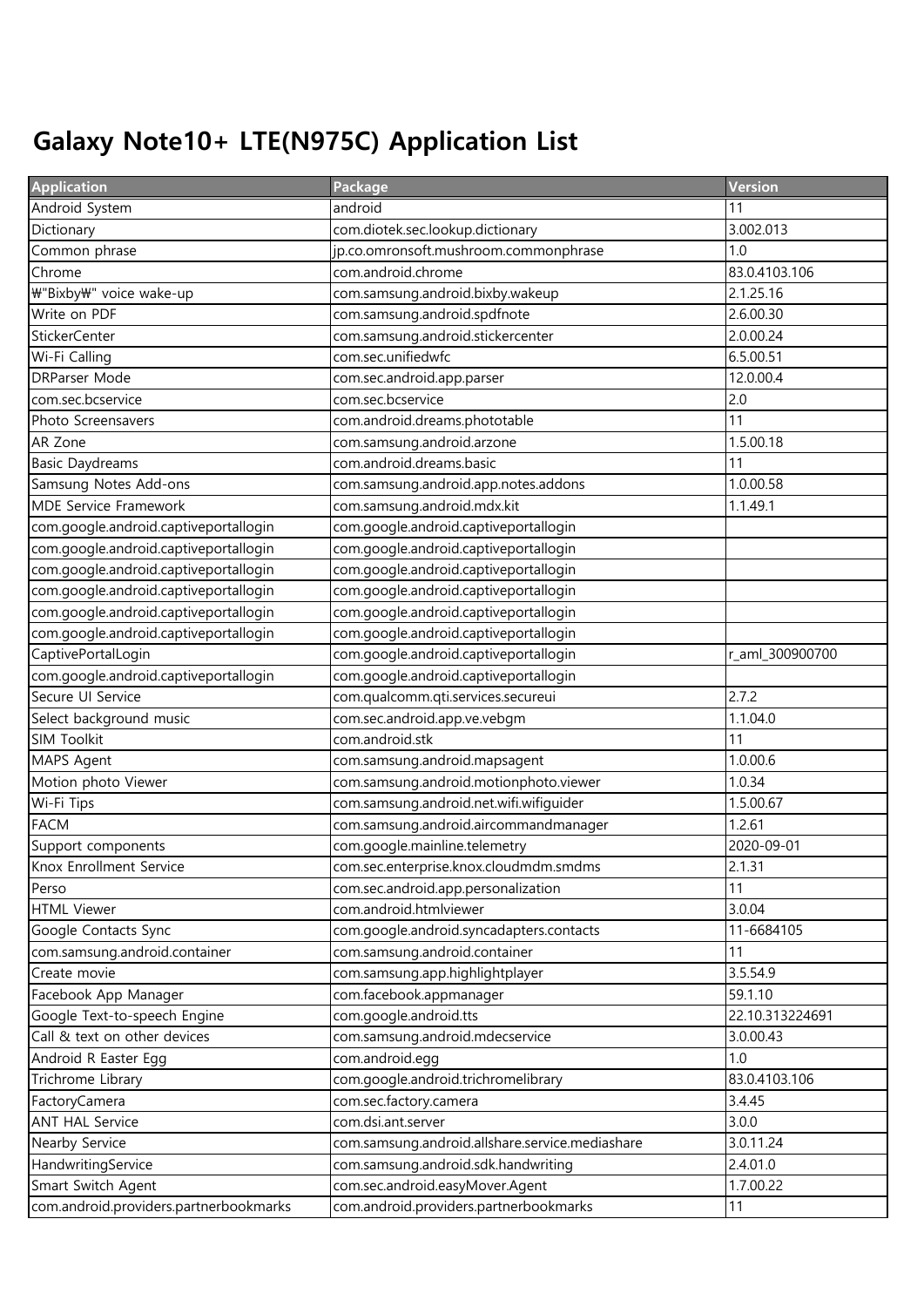# Galaxy Note10+ LTE(N975C) Application List

| Application | Package | Version |
|---|---|---|
| Android System | android | 11 |
| Dictionary | com.diotek.sec.lookup.dictionary | 3.002.013 |
| Common phrase | jp.co.omronsoft.mushroom.commonphrase | 1.0 |
| Chrome | com.android.chrome | 83.0.4103.106 |
| ₩"Bixby₩" voice wake-up | com.samsung.android.bixby.wakeup | 2.1.25.16 |
| Write on PDF | com.samsung.android.spdfnote | 2.6.00.30 |
| StickerCenter | com.samsung.android.stickercenter | 2.0.00.24 |
| Wi-Fi Calling | com.sec.unifiedwfc | 6.5.00.51 |
| DRParser Mode | com.sec.android.app.parser | 12.0.00.4 |
| com.sec.bcservice | com.sec.bcservice | 2.0 |
| Photo Screensavers | com.android.dreams.phototable | 11 |
| AR Zone | com.samsung.android.arzone | 1.5.00.18 |
| Basic Daydreams | com.android.dreams.basic | 11 |
| Samsung Notes Add-ons | com.samsung.android.app.notes.addons | 1.0.00.58 |
| MDE Service Framework | com.samsung.android.mdx.kit | 1.1.49.1 |
| com.google.android.captiveportallogin | com.google.android.captiveportallogin | |
| com.google.android.captiveportallogin | com.google.android.captiveportallogin | |
| com.google.android.captiveportallogin | com.google.android.captiveportallogin | |
| com.google.android.captiveportallogin | com.google.android.captiveportallogin | |
| com.google.android.captiveportallogin | com.google.android.captiveportallogin | |
| com.google.android.captiveportallogin | com.google.android.captiveportallogin | |
| CaptivePortalLogin | com.google.android.captiveportallogin | r_aml_300900700 |
| com.google.android.captiveportallogin | com.google.android.captiveportallogin | |
| Secure UI Service | com.qualcomm.qti.services.secureui | 2.7.2 |
| Select background music | com.sec.android.app.ve.vebgm | 1.1.04.0 |
| SIM Toolkit | com.android.stk | 11 |
| MAPS Agent | com.samsung.android.mapsagent | 1.0.00.6 |
| Motion photo Viewer | com.samsung.android.motionphoto.viewer | 1.0.34 |
| Wi-Fi Tips | com.samsung.android.net.wifi.wifiguider | 1.5.00.67 |
| FACM | com.samsung.android.aircommandmanager | 1.2.61 |
| Support components | com.google.mainline.telemetry | 2020-09-01 |
| Knox Enrollment Service | com.sec.enterprise.knox.cloudmdm.smdms | 2.1.31 |
| Perso | com.sec.android.app.personalization | 11 |
| HTML Viewer | com.android.htmlviewer | 3.0.04 |
| Google Contacts Sync | com.google.android.syncadapters.contacts | 11-6684105 |
| com.samsung.android.container | com.samsung.android.container | 11 |
| Create movie | com.samsung.app.highlightplayer | 3.5.54.9 |
| Facebook App Manager | com.facebook.appmanager | 59.1.10 |
| Google Text-to-speech Engine | com.google.android.tts | 22.10.313224691 |
| Call & text on other devices | com.samsung.android.mdecservice | 3.0.00.43 |
| Android R Easter Egg | com.android.egg | 1.0 |
| Trichrome Library | com.google.android.trichromelibrary | 83.0.4103.106 |
| FactoryCamera | com.sec.factory.camera | 3.4.45 |
| ANT HAL Service | com.dsi.ant.server | 3.0.0 |
| Nearby Service | com.samsung.android.allshare.service.mediashare | 3.0.11.24 |
| HandwritingService | com.samsung.android.sdk.handwriting | 2.4.01.0 |
| Smart Switch Agent | com.sec.android.easyMover.Agent | 1.7.00.22 |
| com.android.providers.partnerbookmarks | com.android.providers.partnerbookmarks | 11 |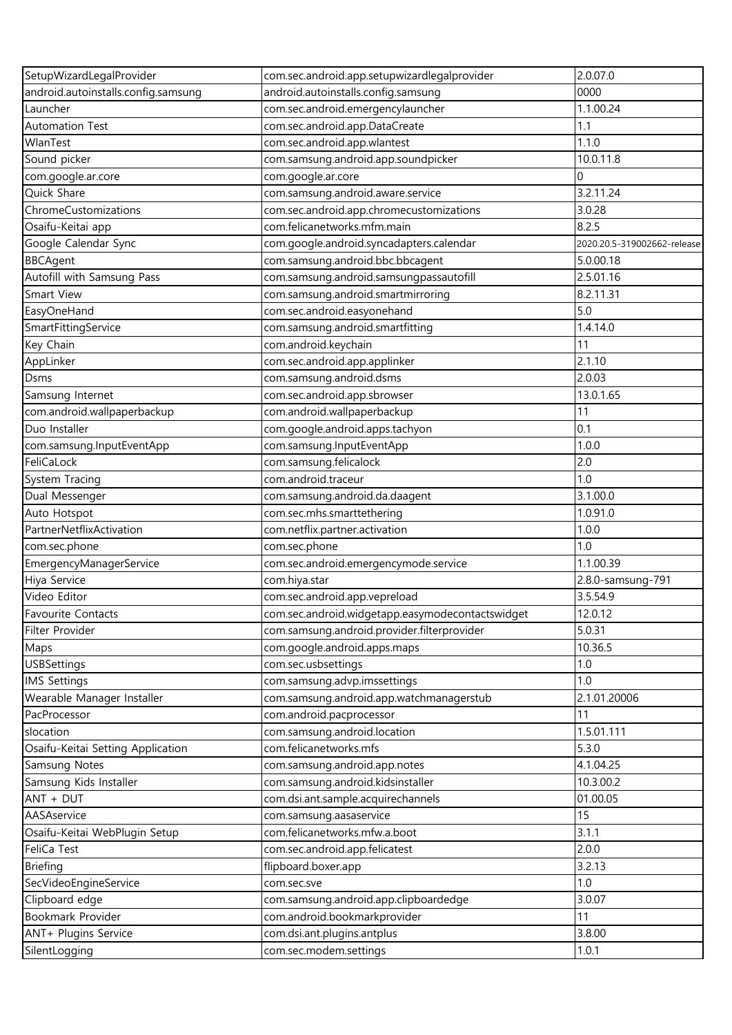| SetupWizardLegalProvider | com.sec.android.app.setupwizardlegalprovider | 2.0.07.0 |
|---|---|---|
| android.autoinstalls.config.samsung | android.autoinstalls.config.samsung | 0000 |
| Launcher | com.sec.android.emergencylauncher | 1.1.00.24 |
| Automation Test | com.sec.android.app.DataCreate | 1.1 |
| WlanTest | com.sec.android.app.wlantest | 1.1.0 |
| Sound picker | com.samsung.android.app.soundpicker | 10.0.11.8 |
| com.google.ar.core | com.google.ar.core | 0 |
| Quick Share | com.samsung.android.aware.service | 3.2.11.24 |
| ChromeCustomizations | com.sec.android.app.chromecustomizations | 3.0.28 |
| Osaifu-Keitai app | com.felicanetworks.mfm.main | 8.2.5 |
| Google Calendar Sync | com.google.android.syncadapters.calendar | 2020.20.5-319002662-release |
| BBCAgent | com.samsung.android.bbc.bbcagent | 5.0.00.18 |
| Autofill with Samsung Pass | com.samsung.android.samsungpassautofill | 2.5.01.16 |
| Smart View | com.samsung.android.smartmirroring | 8.2.11.31 |
| EasyOneHand | com.sec.android.easyonehand | 5.0 |
| SmartFittingService | com.samsung.android.smartfitting | 1.4.14.0 |
| Key Chain | com.android.keychain | 11 |
| AppLinker | com.sec.android.app.applinker | 2.1.10 |
| Dsms | com.samsung.android.dsms | 2.0.03 |
| Samsung Internet | com.sec.android.app.sbrowser | 13.0.1.65 |
| com.android.wallpaperbackup | com.android.wallpaperbackup | 11 |
| Duo Installer | com.google.android.apps.tachyon | 0.1 |
| com.samsung.InputEventApp | com.samsung.InputEventApp | 1.0.0 |
| FeliCaLock | com.samsung.felicalock | 2.0 |
| System Tracing | com.android.traceur | 1.0 |
| Dual Messenger | com.samsung.android.da.daagent | 3.1.00.0 |
| Auto Hotspot | com.sec.mhs.smarttethering | 1.0.91.0 |
| PartnerNetflixActivation | com.netflix.partner.activation | 1.0.0 |
| com.sec.phone | com.sec.phone | 1.0 |
| EmergencyManagerService | com.sec.android.emergencymode.service | 1.1.00.39 |
| Hiya Service | com.hiya.star | 2.8.0-samsung-791 |
| Video Editor | com.sec.android.app.vepreload | 3.5.54.9 |
| Favourite Contacts | com.sec.android.widgetapp.easymodecontactswidget | 12.0.12 |
| Filter Provider | com.samsung.android.provider.filterprovider | 5.0.31 |
| Maps | com.google.android.apps.maps | 10.36.5 |
| USBSettings | com.sec.usbsettings | 1.0 |
| IMS Settings | com.samsung.advp.imssettings | 1.0 |
| Wearable Manager Installer | com.samsung.android.app.watchmanagerstub | 2.1.01.20006 |
| PacProcessor | com.android.pacprocessor | 11 |
| slocation | com.samsung.android.location | 1.5.01.111 |
| Osaifu-Keitai Setting Application | com.felicanetworks.mfs | 5.3.0 |
| Samsung Notes | com.samsung.android.app.notes | 4.1.04.25 |
| Samsung Kids Installer | com.samsung.android.kidsinstaller | 10.3.00.2 |
| ANT + DUT | com.dsi.ant.sample.acquirechannels | 01.00.05 |
| AASAservice | com.samsung.aasaservice | 15 |
| Osaifu-Keitai WebPlugin Setup | com.felicanetworks.mfw.a.boot | 3.1.1 |
| FeliCa Test | com.sec.android.app.felicatest | 2.0.0 |
| Briefing | flipboard.boxer.app | 3.2.13 |
| SecVideoEngineService | com.sec.sve | 1.0 |
| Clipboard edge | com.samsung.android.app.clipboardedge | 3.0.07 |
| Bookmark Provider | com.android.bookmarkprovider | 11 |
| ANT+ Plugins Service | com.dsi.ant.plugins.antplus | 3.8.00 |
| SilentLogging | com.sec.modem.settings | 1.0.1 |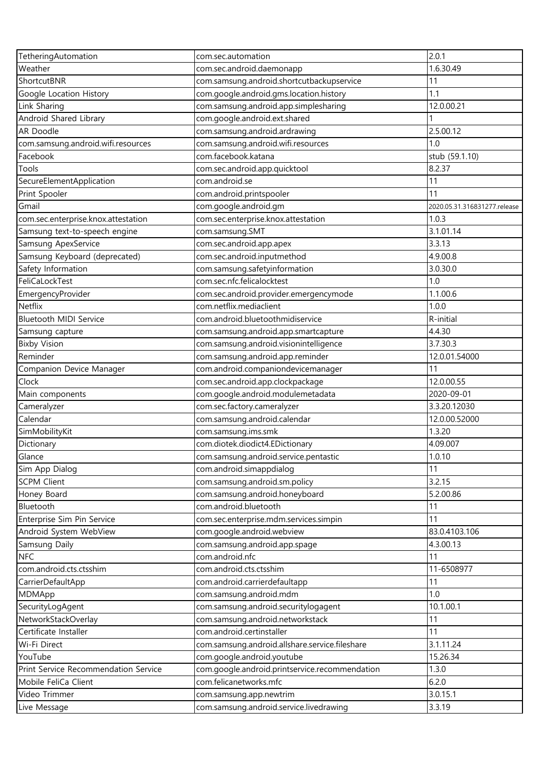| TetheringAutomation | com.sec.automation | 2.0.1 |
|---|---|---|
| Weather | com.sec.android.daemonapp | 1.6.30.49 |
| ShortcutBNR | com.samsung.android.shortcutbackupservice | 11 |
| Google Location History | com.google.android.gms.location.history | 1.1 |
| Link Sharing | com.samsung.android.app.simplesharing | 12.0.00.21 |
| Android Shared Library | com.google.android.ext.shared | 1 |
| AR Doodle | com.samsung.android.ardrawing | 2.5.00.12 |
| com.samsung.android.wifi.resources | com.samsung.android.wifi.resources | 1.0 |
| Facebook | com.facebook.katana | stub (59.1.10) |
| Tools | com.sec.android.app.quicktool | 8.2.37 |
| SecureElementApplication | com.android.se | 11 |
| Print Spooler | com.android.printspooler | 11 |
| Gmail | com.google.android.gm | 2020.05.31.316831277.release |
| com.sec.enterprise.knox.attestation | com.sec.enterprise.knox.attestation | 1.0.3 |
| Samsung text-to-speech engine | com.samsung.SMT | 3.1.01.14 |
| Samsung ApexService | com.sec.android.app.apex | 3.3.13 |
| Samsung Keyboard (deprecated) | com.sec.android.inputmethod | 4.9.00.8 |
| Safety Information | com.samsung.safetyinformation | 3.0.30.0 |
| FeliCaLockTest | com.sec.nfc.felicalocktest | 1.0 |
| EmergencyProvider | com.sec.android.provider.emergencymode | 1.1.00.6 |
| Netflix | com.netflix.mediaclient | 1.0.0 |
| Bluetooth MIDI Service | com.android.bluetoothmidiservice | R-initial |
| Samsung capture | com.samsung.android.app.smartcapture | 4.4.30 |
| Bixby Vision | com.samsung.android.visionintelligence | 3.7.30.3 |
| Reminder | com.samsung.android.app.reminder | 12.0.01.54000 |
| Companion Device Manager | com.android.companiondevicemanager | 11 |
| Clock | com.sec.android.app.clockpackage | 12.0.00.55 |
| Main components | com.google.android.modulemetadata | 2020-09-01 |
| Cameralyzer | com.sec.factory.cameralyzer | 3.3.20.12030 |
| Calendar | com.samsung.android.calendar | 12.0.00.52000 |
| SimMobilityKit | com.samsung.ims.smk | 1.3.20 |
| Dictionary | com.diotek.diodict4.EDictionary | 4.09.007 |
| Glance | com.samsung.android.service.pentastic | 1.0.10 |
| Sim App Dialog | com.android.simappdialog | 11 |
| SCPM Client | com.samsung.android.sm.policy | 3.2.15 |
| Honey Board | com.samsung.android.honeyboard | 5.2.00.86 |
| Bluetooth | com.android.bluetooth | 11 |
| Enterprise Sim Pin Service | com.sec.enterprise.mdm.services.simpin | 11 |
| Android System WebView | com.google.android.webview | 83.0.4103.106 |
| Samsung Daily | com.samsung.android.app.spage | 4.3.00.13 |
| NFC | com.android.nfc | 11 |
| com.android.cts.ctsshim | com.android.cts.ctsshim | 11-6508977 |
| CarrierDefaultApp | com.android.carrierdefaultapp | 11 |
| MDMApp | com.samsung.android.mdm | 1.0 |
| SecurityLogAgent | com.samsung.android.securitylogagent | 10.1.00.1 |
| NetworkStackOverlay | com.samsung.android.networkstack | 11 |
| Certificate Installer | com.android.certinstaller | 11 |
| Wi-Fi Direct | com.samsung.android.allshare.service.fileshare | 3.1.11.24 |
| YouTube | com.google.android.youtube | 15.26.34 |
| Print Service Recommendation Service | com.google.android.printservice.recommendation | 1.3.0 |
| Mobile FeliCa Client | com.felicanetworks.mfc | 6.2.0 |
| Video Trimmer | com.samsung.app.newtrim | 3.0.15.1 |
| Live Message | com.samsung.android.service.livedrawing | 3.3.19 |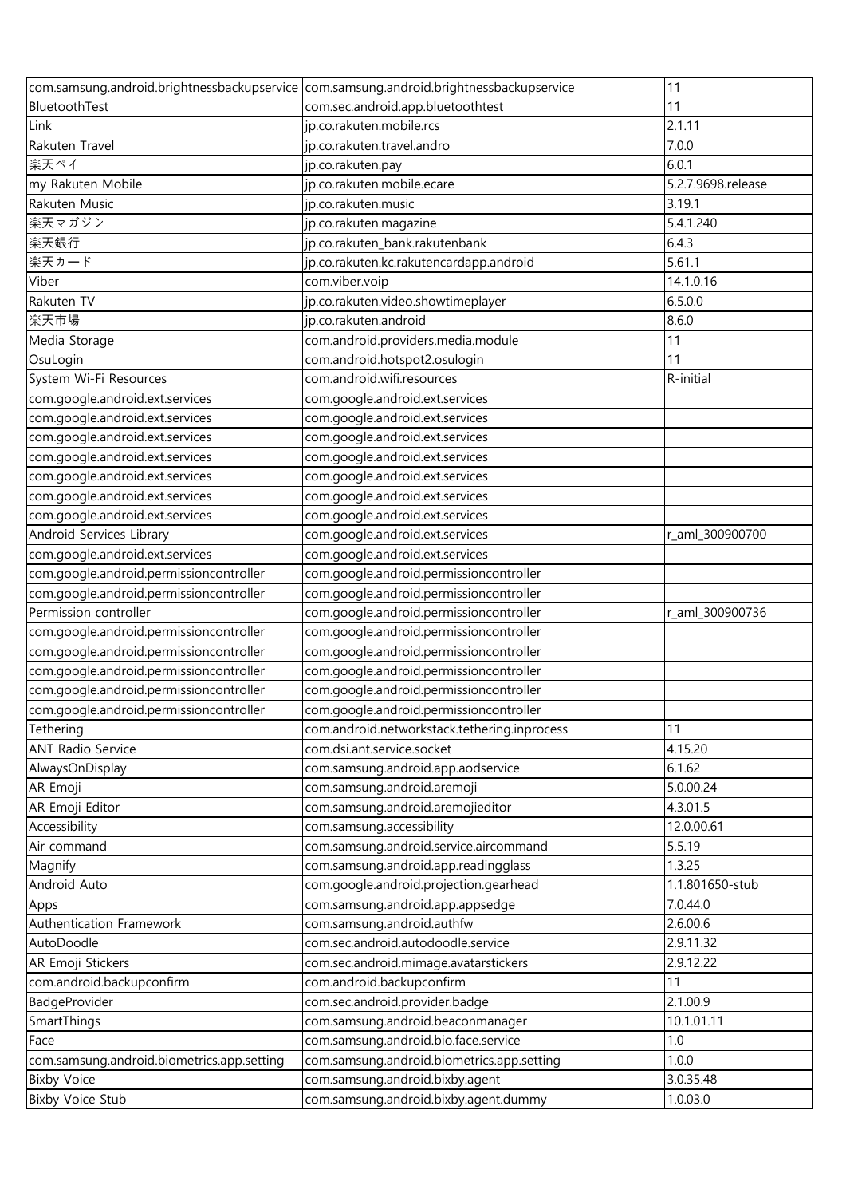| com.samsung.android.brightnessbackupservice | com.samsung.android.brightnessbackupservice | 11 |
|---|---|---|
| BluetoothTest | com.sec.android.app.bluetoothtest | 11 |
| Link | jp.co.rakuten.mobile.rcs | 2.1.11 |
| Rakuten Travel | jp.co.rakuten.travel.andro | 7.0.0 |
| 楽天ペイ | jp.co.rakuten.pay | 6.0.1 |
| my Rakuten Mobile | jp.co.rakuten.mobile.ecare | 5.2.7.9698.release |
| Rakuten Music | jp.co.rakuten.music | 3.19.1 |
| 楽天マガジン | jp.co.rakuten.magazine | 5.4.1.240 |
| 楽天銀行 | jp.co.rakuten_bank.rakutenbank | 6.4.3 |
| 楽天カード | jp.co.rakuten.kc.rakutencardapp.android | 5.61.1 |
| Viber | com.viber.voip | 14.1.0.16 |
| Rakuten TV | jp.co.rakuten.video.showtimeplayer | 6.5.0.0 |
| 楽天市場 | jp.co.rakuten.android | 8.6.0 |
| Media Storage | com.android.providers.media.module | 11 |
| OsuLogin | com.android.hotspot2.osulogin | 11 |
| System Wi-Fi Resources | com.android.wifi.resources | R-initial |
| com.google.android.ext.services | com.google.android.ext.services | |
| com.google.android.ext.services | com.google.android.ext.services | |
| com.google.android.ext.services | com.google.android.ext.services | |
| com.google.android.ext.services | com.google.android.ext.services | |
| com.google.android.ext.services | com.google.android.ext.services | |
| com.google.android.ext.services | com.google.android.ext.services | |
| com.google.android.ext.services | com.google.android.ext.services | |
| Android Services Library | com.google.android.ext.services | r_aml_300900700 |
| com.google.android.ext.services | com.google.android.ext.services | |
| com.google.android.permissioncontroller | com.google.android.permissioncontroller | |
| com.google.android.permissioncontroller | com.google.android.permissioncontroller | |
| Permission controller | com.google.android.permissioncontroller | r_aml_300900736 |
| com.google.android.permissioncontroller | com.google.android.permissioncontroller | |
| com.google.android.permissioncontroller | com.google.android.permissioncontroller | |
| com.google.android.permissioncontroller | com.google.android.permissioncontroller | |
| com.google.android.permissioncontroller | com.google.android.permissioncontroller | |
| com.google.android.permissioncontroller | com.google.android.permissioncontroller | |
| Tethering | com.android.networkstack.tethering.inprocess | 11 |
| ANT Radio Service | com.dsi.ant.service.socket | 4.15.20 |
| AlwaysOnDisplay | com.samsung.android.app.aodservice | 6.1.62 |
| AR Emoji | com.samsung.android.aremoji | 5.0.00.24 |
| AR Emoji Editor | com.samsung.android.aremojieditor | 4.3.01.5 |
| Accessibility | com.samsung.accessibility | 12.0.00.61 |
| Air command | com.samsung.android.service.aircommand | 5.5.19 |
| Magnify | com.samsung.android.app.readingglass | 1.3.25 |
| Android Auto | com.google.android.projection.gearhead | 1.1.801650-stub |
| Apps | com.samsung.android.app.appsedge | 7.0.44.0 |
| Authentication Framework | com.samsung.android.authfw | 2.6.00.6 |
| AutoDoodle | com.sec.android.autodoodle.service | 2.9.11.32 |
| AR Emoji Stickers | com.sec.android.mimage.avatarstickers | 2.9.12.22 |
| com.android.backupconfirm | com.android.backupconfirm | 11 |
| BadgeProvider | com.sec.android.provider.badge | 2.1.00.9 |
| SmartThings | com.samsung.android.beaconmanager | 10.1.01.11 |
| Face | com.samsung.android.bio.face.service | 1.0 |
| com.samsung.android.biometrics.app.setting | com.samsung.android.biometrics.app.setting | 1.0.0 |
| Bixby Voice | com.samsung.android.bixby.agent | 3.0.35.48 |
| Bixby Voice Stub | com.samsung.android.bixby.agent.dummy | 1.0.03.0 |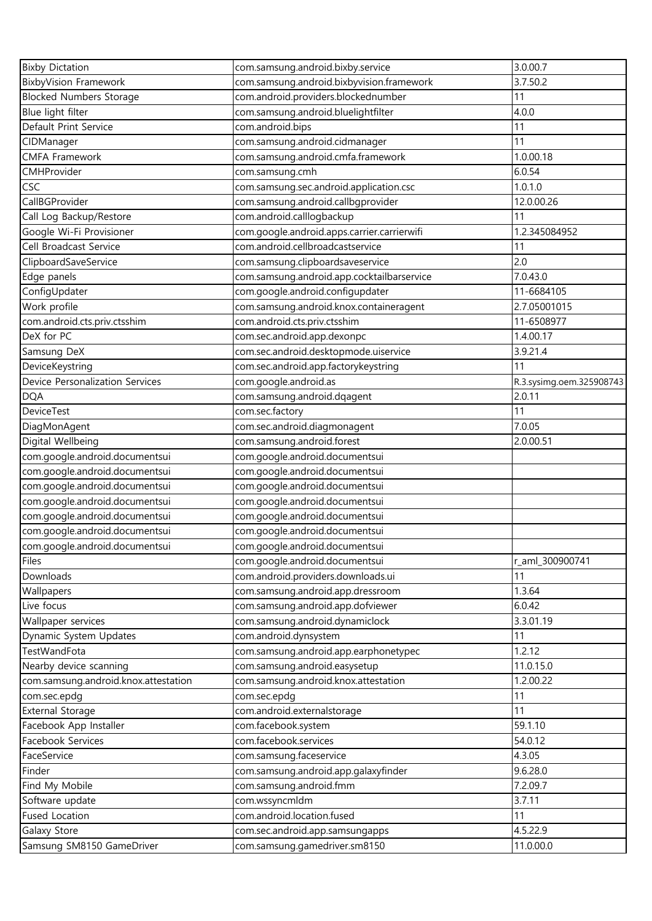| Bixby Dictation | com.samsung.android.bixby.service | 3.0.00.7 |
|---|---|---|
| BixbyVision Framework | com.samsung.android.bixbyvision.framework | 3.7.50.2 |
| Blocked Numbers Storage | com.android.providers.blockednumber | 11 |
| Blue light filter | com.samsung.android.bluelightfilter | 4.0.0 |
| Default Print Service | com.android.bips | 11 |
| CIDManager | com.samsung.android.cidmanager | 11 |
| CMFA Framework | com.samsung.android.cmfa.framework | 1.0.00.18 |
| CMHProvider | com.samsung.cmh | 6.0.54 |
| CSC | com.samsung.sec.android.application.csc | 1.0.1.0 |
| CallBGProvider | com.samsung.android.callbgprovider | 12.0.00.26 |
| Call Log Backup/Restore | com.android.calllogbackup | 11 |
| Google Wi-Fi Provisioner | com.google.android.apps.carrier.carrierwifi | 1.2.345084952 |
| Cell Broadcast Service | com.android.cellbroadcastservice | 11 |
| ClipboardSaveService | com.samsung.clipboardsaveservice | 2.0 |
| Edge panels | com.samsung.android.app.cocktailbarservice | 7.0.43.0 |
| ConfigUpdater | com.google.android.configupdater | 11-6684105 |
| Work profile | com.samsung.android.knox.containeragent | 2.7.05001015 |
| com.android.cts.priv.ctsshim | com.android.cts.priv.ctsshim | 11-6508977 |
| DeX for PC | com.sec.android.app.dexonpc | 1.4.00.17 |
| Samsung DeX | com.sec.android.desktopmode.uiservice | 3.9.21.4 |
| DeviceKeystring | com.sec.android.app.factorykeystring | 11 |
| Device Personalization Services | com.google.android.as | R.3.sysimg.oem.325908743 |
| DQA | com.samsung.android.dqagent | 2.0.11 |
| DeviceTest | com.sec.factory | 11 |
| DiagMonAgent | com.sec.android.diagmonagent | 7.0.05 |
| Digital Wellbeing | com.samsung.android.forest | 2.0.00.51 |
| com.google.android.documentsui | com.google.android.documentsui | |
| com.google.android.documentsui | com.google.android.documentsui | |
| com.google.android.documentsui | com.google.android.documentsui | |
| com.google.android.documentsui | com.google.android.documentsui | |
| com.google.android.documentsui | com.google.android.documentsui | |
| com.google.android.documentsui | com.google.android.documentsui | |
| com.google.android.documentsui | com.google.android.documentsui | |
| Files | com.google.android.documentsui | r_aml_300900741 |
| Downloads | com.android.providers.downloads.ui | 11 |
| Wallpapers | com.samsung.android.app.dressroom | 1.3.64 |
| Live focus | com.samsung.android.app.dofviewer | 6.0.42 |
| Wallpaper services | com.samsung.android.dynamiclock | 3.3.01.19 |
| Dynamic System Updates | com.android.dynsystem | 11 |
| TestWandFota | com.samsung.android.app.earphonetypec | 1.2.12 |
| Nearby device scanning | com.samsung.android.easysetup | 11.0.15.0 |
| com.samsung.android.knox.attestation | com.samsung.android.knox.attestation | 1.2.00.22 |
| com.sec.epdg | com.sec.epdg | 11 |
| External Storage | com.android.externalstorage | 11 |
| Facebook App Installer | com.facebook.system | 59.1.10 |
| Facebook Services | com.facebook.services | 54.0.12 |
| FaceService | com.samsung.faceservice | 4.3.05 |
| Finder | com.samsung.android.app.galaxyfinder | 9.6.28.0 |
| Find My Mobile | com.samsung.android.fmm | 7.2.09.7 |
| Software update | com.wssyncmldm | 3.7.11 |
| Fused Location | com.android.location.fused | 11 |
| Galaxy Store | com.sec.android.app.samsungapps | 4.5.22.9 |
| Samsung SM8150 GameDriver | com.samsung.gamedriver.sm8150 | 11.0.00.0 |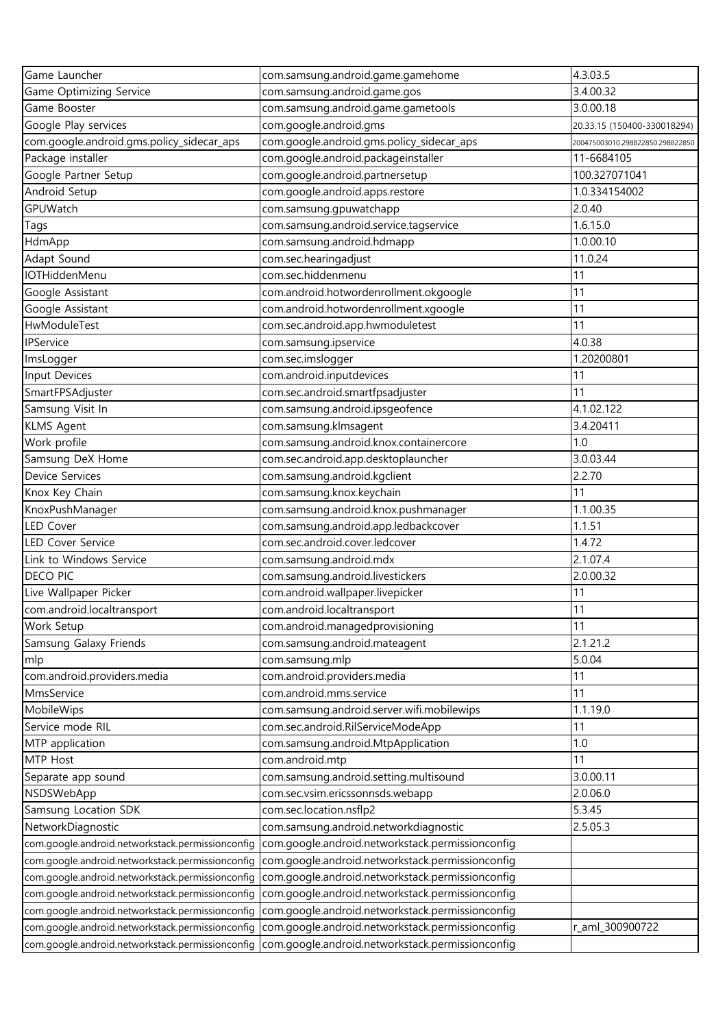| Game Launcher | com.samsung.android.game.gamehome | 4.3.03.5 |
|---|---|---|
| Game Optimizing Service | com.samsung.android.game.gos | 3.4.00.32 |
| Game Booster | com.samsung.android.game.gametools | 3.0.00.18 |
| Google Play services | com.google.android.gms | 20.33.15 (150400-330018294) |
| com.google.android.gms.policy_sidecar_aps | com.google.android.gms.policy_sidecar_aps | 200475003010.298822850.298822850 |
| Package installer | com.google.android.packageinstaller | 11-6684105 |
| Google Partner Setup | com.google.android.partnersetup | 100.327071041 |
| Android Setup | com.google.android.apps.restore | 1.0.334154002 |
| GPUWatch | com.samsung.gpuwatchapp | 2.0.40 |
| Tags | com.samsung.android.service.tagservice | 1.6.15.0 |
| HdmApp | com.samsung.android.hdmapp | 1.0.00.10 |
| Adapt Sound | com.sec.hearingadjust | 11.0.24 |
| IOTHiddenMenu | com.sec.hiddenmenu | 11 |
| Google Assistant | com.android.hotwordenrollment.okgoogle | 11 |
| Google Assistant | com.android.hotwordenrollment.xgoogle | 11 |
| HwModuleTest | com.sec.android.app.hwmoduletest | 11 |
| IPService | com.samsung.ipservice | 4.0.38 |
| ImsLogger | com.sec.imslogger | 1.20200801 |
| Input Devices | com.android.inputdevices | 11 |
| SmartFPSAdjuster | com.sec.android.smartfpsadjuster | 11 |
| Samsung Visit In | com.samsung.android.ipsgeofence | 4.1.02.122 |
| KLMS Agent | com.samsung.klmsagent | 3.4.20411 |
| Work profile | com.samsung.android.knox.containercore | 1.0 |
| Samsung DeX Home | com.sec.android.app.desktoplauncher | 3.0.03.44 |
| Device Services | com.samsung.android.kgclient | 2.2.70 |
| Knox Key Chain | com.samsung.knox.keychain | 11 |
| KnoxPushManager | com.samsung.android.knox.pushmanager | 1.1.00.35 |
| LED Cover | com.samsung.android.app.ledbackcover | 1.1.51 |
| LED Cover Service | com.sec.android.cover.ledcover | 1.4.72 |
| Link to Windows Service | com.samsung.android.mdx | 2.1.07.4 |
| DECO PIC | com.samsung.android.livestickers | 2.0.00.32 |
| Live Wallpaper Picker | com.android.wallpaper.livepicker | 11 |
| com.android.localtransport | com.android.localtransport | 11 |
| Work Setup | com.android.managedprovisioning | 11 |
| Samsung Galaxy Friends | com.samsung.android.mateagent | 2.1.21.2 |
| mlp | com.samsung.mlp | 5.0.04 |
| com.android.providers.media | com.android.providers.media | 11 |
| MmsService | com.android.mms.service | 11 |
| MobileWips | com.samsung.android.server.wifi.mobilewips | 1.1.19.0 |
| Service mode RIL | com.sec.android.RilServiceModeApp | 11 |
| MTP application | com.samsung.android.MtpApplication | 1.0 |
| MTP Host | com.android.mtp | 11 |
| Separate app sound | com.samsung.android.setting.multisound | 3.0.00.11 |
| NSDSWebApp | com.sec.vsim.ericssonnsds.webapp | 2.0.06.0 |
| Samsung Location SDK | com.sec.location.nsflp2 | 5.3.45 |
| NetworkDiagnostic | com.samsung.android.networkdiagnostic | 2.5.05.3 |
| com.google.android.networkstack.permissionconfig | com.google.android.networkstack.permissionconfig | |
| com.google.android.networkstack.permissionconfig | com.google.android.networkstack.permissionconfig | |
| com.google.android.networkstack.permissionconfig | com.google.android.networkstack.permissionconfig | |
| com.google.android.networkstack.permissionconfig | com.google.android.networkstack.permissionconfig | |
| com.google.android.networkstack.permissionconfig | com.google.android.networkstack.permissionconfig | |
| com.google.android.networkstack.permissionconfig | com.google.android.networkstack.permissionconfig | r_aml_300900722 |
| com.google.android.networkstack.permissionconfig | com.google.android.networkstack.permissionconfig | |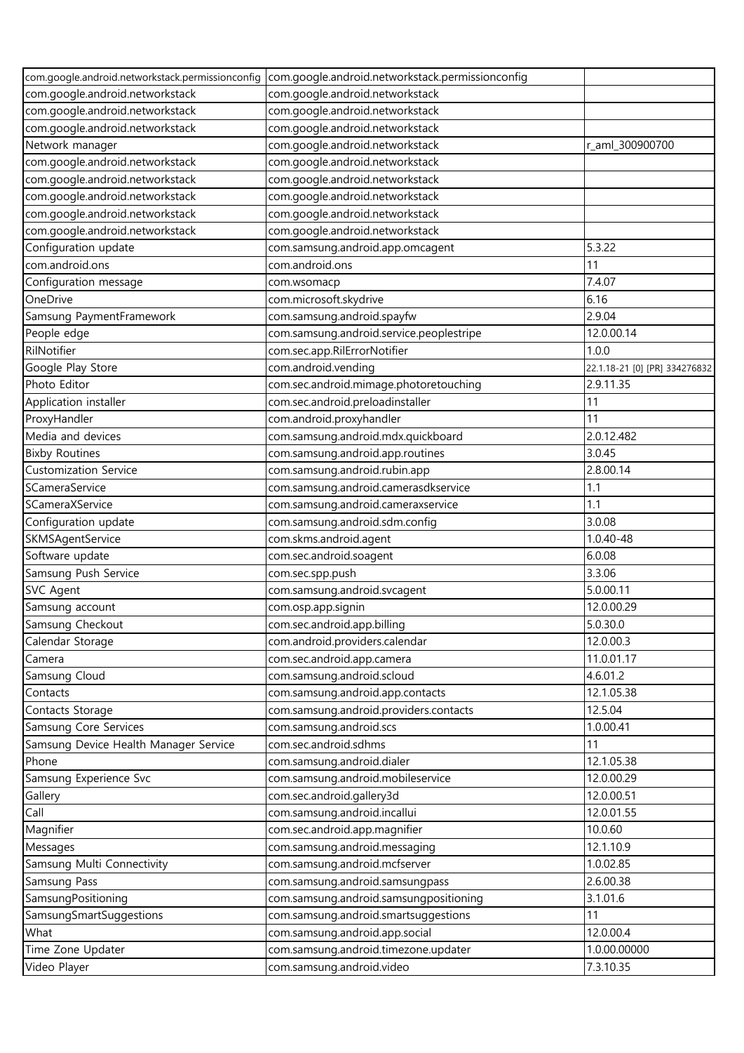| com.google.android.networkstack.permissionconfig | com.google.android.networkstack.permissionconfig | |
|---|---|---|
| com.google.android.networkstack | com.google.android.networkstack | |
| com.google.android.networkstack | com.google.android.networkstack | |
| com.google.android.networkstack | com.google.android.networkstack | |
| Network manager | com.google.android.networkstack | r_aml_300900700 |
| com.google.android.networkstack | com.google.android.networkstack | |
| com.google.android.networkstack | com.google.android.networkstack | |
| com.google.android.networkstack | com.google.android.networkstack | |
| com.google.android.networkstack | com.google.android.networkstack | |
| com.google.android.networkstack | com.google.android.networkstack | |
| Configuration update | com.samsung.android.app.omcagent | 5.3.22 |
| com.android.ons | com.android.ons | 11 |
| Configuration message | com.wsomacp | 7.4.07 |
| OneDrive | com.microsoft.skydrive | 6.16 |
| Samsung PaymentFramework | com.samsung.android.spayfw | 2.9.04 |
| People edge | com.samsung.android.service.peoplestripe | 12.0.00.14 |
| RilNotifier | com.sec.app.RilErrorNotifier | 1.0.0 |
| Google Play Store | com.android.vending | 22.1.18-21 [0] [PR] 334276832 |
| Photo Editor | com.sec.android.mimage.photoretouching | 2.9.11.35 |
| Application installer | com.sec.android.preloadinstaller | 11 |
| ProxyHandler | com.android.proxyhandler | 11 |
| Media and devices | com.samsung.android.mdx.quickboard | 2.0.12.482 |
| Bixby Routines | com.samsung.android.app.routines | 3.0.45 |
| Customization Service | com.samsung.android.rubin.app | 2.8.00.14 |
| SCameraService | com.samsung.android.camerasdkservice | 1.1 |
| SCameraXService | com.samsung.android.cameraxservice | 1.1 |
| Configuration update | com.samsung.android.sdm.config | 3.0.08 |
| SKMSAgentService | com.skms.android.agent | 1.0.40-48 |
| Software update | com.sec.android.soagent | 6.0.08 |
| Samsung Push Service | com.sec.spp.push | 3.3.06 |
| SVC Agent | com.samsung.android.svcagent | 5.0.00.11 |
| Samsung account | com.osp.app.signin | 12.0.00.29 |
| Samsung Checkout | com.sec.android.app.billing | 5.0.30.0 |
| Calendar Storage | com.android.providers.calendar | 12.0.00.3 |
| Camera | com.sec.android.app.camera | 11.0.01.17 |
| Samsung Cloud | com.samsung.android.scloud | 4.6.01.2 |
| Contacts | com.samsung.android.app.contacts | 12.1.05.38 |
| Contacts Storage | com.samsung.android.providers.contacts | 12.5.04 |
| Samsung Core Services | com.samsung.android.scs | 1.0.00.41 |
| Samsung Device Health Manager Service | com.sec.android.sdhms | 11 |
| Phone | com.samsung.android.dialer | 12.1.05.38 |
| Samsung Experience Svc | com.samsung.android.mobileservice | 12.0.00.29 |
| Gallery | com.sec.android.gallery3d | 12.0.00.51 |
| Call | com.samsung.android.incallui | 12.0.01.55 |
| Magnifier | com.sec.android.app.magnifier | 10.0.60 |
| Messages | com.samsung.android.messaging | 12.1.10.9 |
| Samsung Multi Connectivity | com.samsung.android.mcfserver | 1.0.02.85 |
| Samsung Pass | com.samsung.android.samsungpass | 2.6.00.38 |
| SamsungPositioning | com.samsung.android.samsungpositioning | 3.1.01.6 |
| SamsungSmartSuggestions | com.samsung.android.smartsuggestions | 11 |
| What | com.samsung.android.app.social | 12.0.00.4 |
| Time Zone Updater | com.samsung.android.timezone.updater | 1.0.00.00000 |
| Video Player | com.samsung.android.video | 7.3.10.35 |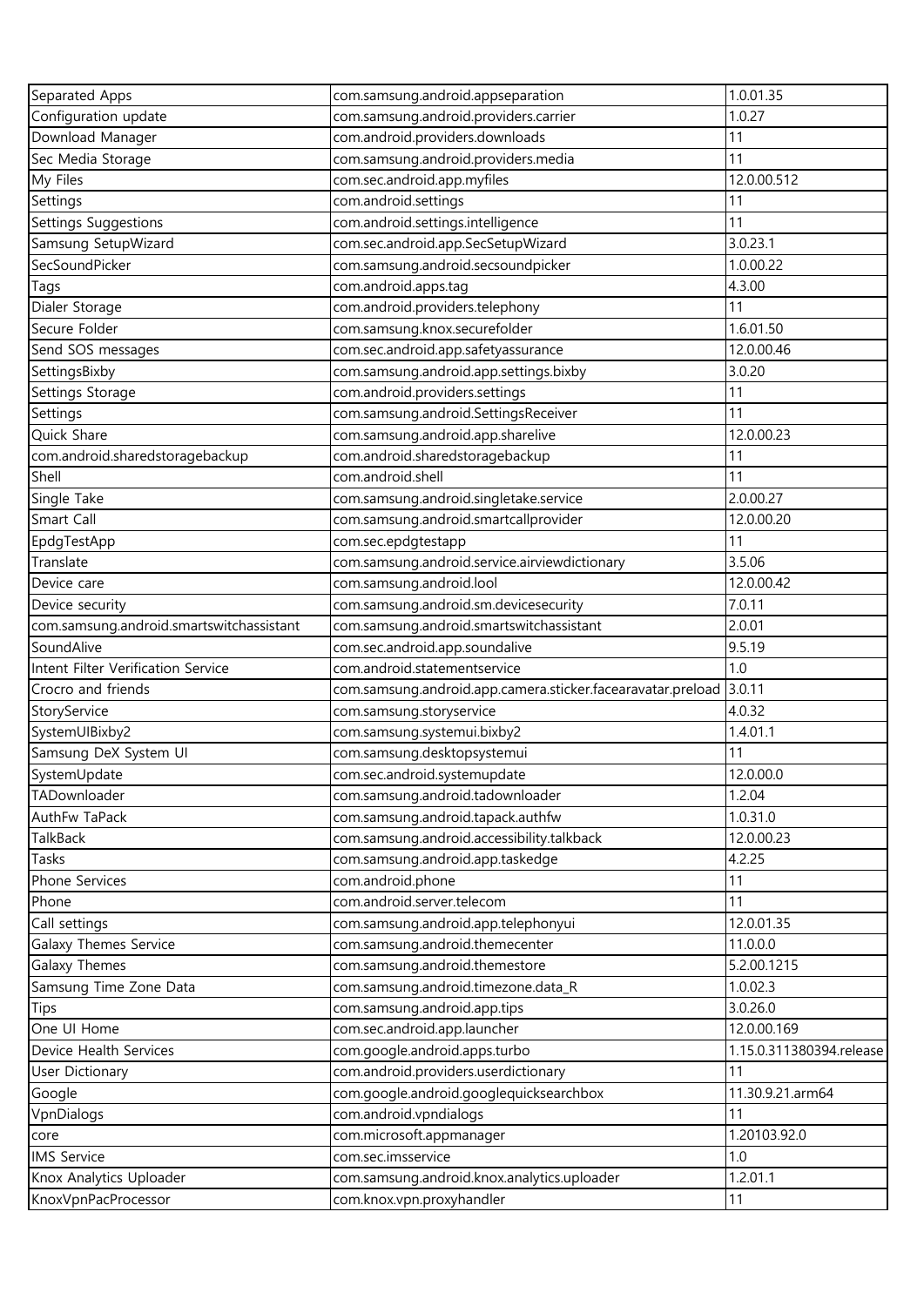| Separated Apps | com.samsung.android.appseparation | 1.0.01.35 |
|---|---|---|
| Configuration update | com.samsung.android.providers.carrier | 1.0.27 |
| Download Manager | com.android.providers.downloads | 11 |
| Sec Media Storage | com.samsung.android.providers.media | 11 |
| My Files | com.sec.android.app.myfiles | 12.0.00.512 |
| Settings | com.android.settings | 11 |
| Settings Suggestions | com.android.settings.intelligence | 11 |
| Samsung SetupWizard | com.sec.android.app.SecSetupWizard | 3.0.23.1 |
| SecSoundPicker | com.samsung.android.secsoundpicker | 1.0.00.22 |
| Tags | com.android.apps.tag | 4.3.00 |
| Dialer Storage | com.android.providers.telephony | 11 |
| Secure Folder | com.samsung.knox.securefolder | 1.6.01.50 |
| Send SOS messages | com.sec.android.app.safetyassurance | 12.0.00.46 |
| SettingsBixby | com.samsung.android.app.settings.bixby | 3.0.20 |
| Settings Storage | com.android.providers.settings | 11 |
| Settings | com.samsung.android.SettingsReceiver | 11 |
| Quick Share | com.samsung.android.app.sharelive | 12.0.00.23 |
| com.android.sharedstoragebackup | com.android.sharedstoragebackup | 11 |
| Shell | com.android.shell | 11 |
| Single Take | com.samsung.android.singletake.service | 2.0.00.27 |
| Smart Call | com.samsung.android.smartcallprovider | 12.0.00.20 |
| EpdgTestApp | com.sec.epdgtestapp | 11 |
| Translate | com.samsung.android.service.airviewdictionary | 3.5.06 |
| Device care | com.samsung.android.lool | 12.0.00.42 |
| Device security | com.samsung.android.sm.devicesecurity | 7.0.11 |
| com.samsung.android.smartswitchassistant | com.samsung.android.smartswitchassistant | 2.0.01 |
| SoundAlive | com.sec.android.app.soundalive | 9.5.19 |
| Intent Filter Verification Service | com.android.statementservice | 1.0 |
| Crocro and friends | com.samsung.android.app.camera.sticker.facearavatar.preload | 3.0.11 |
| StoryService | com.samsung.storyservice | 4.0.32 |
| SystemUIBixby2 | com.samsung.systemui.bixby2 | 1.4.01.1 |
| Samsung DeX System UI | com.samsung.desktopsystemui | 11 |
| SystemUpdate | com.sec.android.systemupdate | 12.0.00.0 |
| TADownloader | com.samsung.android.tadownloader | 1.2.04 |
| AuthFw TaPack | com.samsung.android.tapack.authfw | 1.0.31.0 |
| TalkBack | com.samsung.android.accessibility.talkback | 12.0.00.23 |
| Tasks | com.samsung.android.app.taskedge | 4.2.25 |
| Phone Services | com.android.phone | 11 |
| Phone | com.android.server.telecom | 11 |
| Call settings | com.samsung.android.app.telephonyui | 12.0.01.35 |
| Galaxy Themes Service | com.samsung.android.themecenter | 11.0.0.0 |
| Galaxy Themes | com.samsung.android.themestore | 5.2.00.1215 |
| Samsung Time Zone Data | com.samsung.android.timezone.data_R | 1.0.02.3 |
| Tips | com.samsung.android.app.tips | 3.0.26.0 |
| One UI Home | com.sec.android.app.launcher | 12.0.00.169 |
| Device Health Services | com.google.android.apps.turbo | 1.15.0.311380394.release |
| User Dictionary | com.android.providers.userdictionary | 11 |
| Google | com.google.android.googlequicksearchbox | 11.30.9.21.arm64 |
| VpnDialogs | com.android.vpndialogs | 11 |
| core | com.microsoft.appmanager | 1.20103.92.0 |
| IMS Service | com.sec.imsservice | 1.0 |
| Knox Analytics Uploader | com.samsung.android.knox.analytics.uploader | 1.2.01.1 |
| KnoxVpnPacProcessor | com.knox.vpn.proxyhandler | 11 |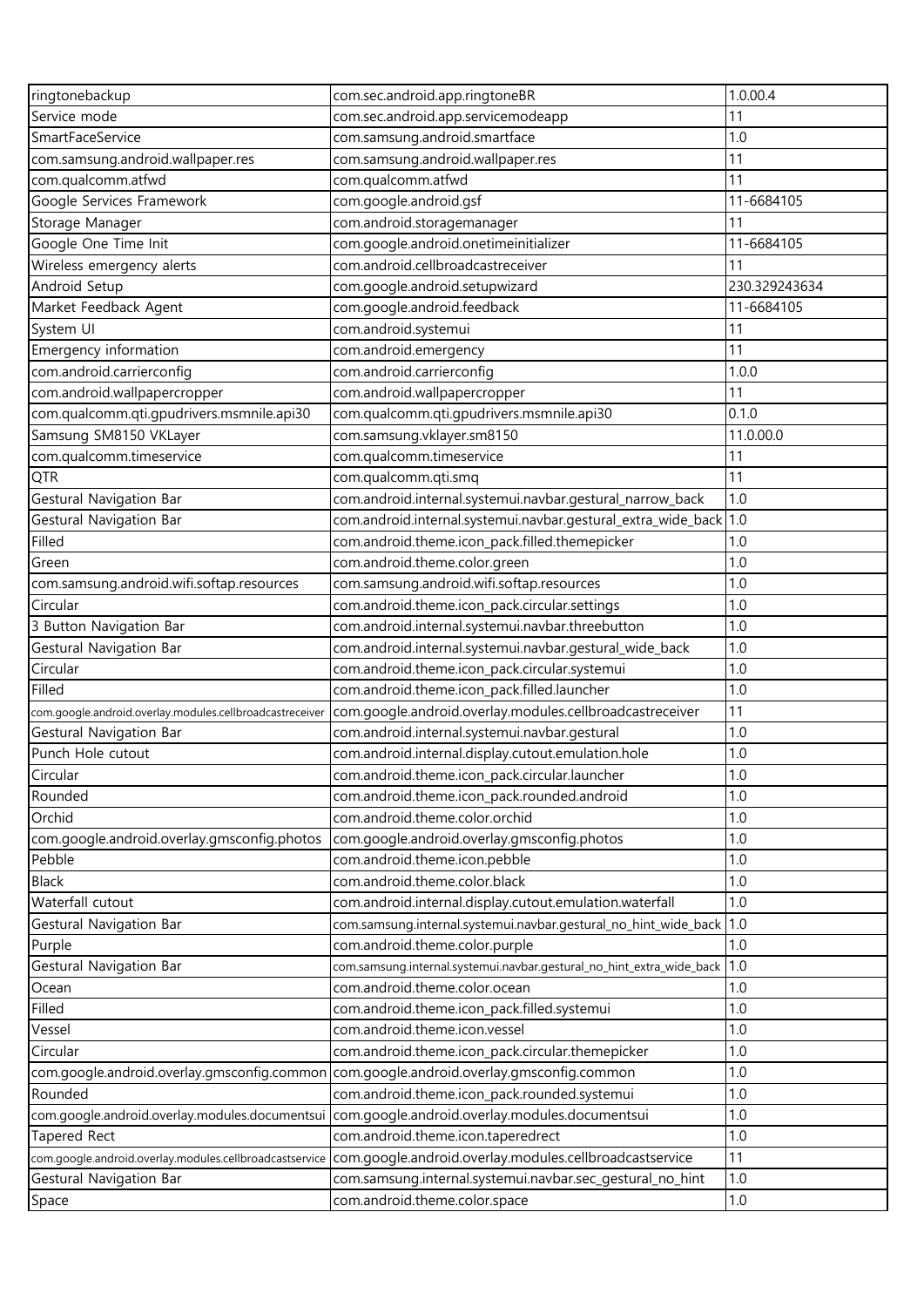| ringtonebackup | com.sec.android.app.ringtoneBR | 1.0.00.4 |
|---|---|---|
| Service mode | com.sec.android.app.servicemodeapp | 11 |
| SmartFaceService | com.samsung.android.smartface | 1.0 |
| com.samsung.android.wallpaper.res | com.samsung.android.wallpaper.res | 11 |
| com.qualcomm.atfwd | com.qualcomm.atfwd | 11 |
| Google Services Framework | com.google.android.gsf | 11-6684105 |
| Storage Manager | com.android.storagemanager | 11 |
| Google One Time Init | com.google.android.onetimeinitializer | 11-6684105 |
| Wireless emergency alerts | com.android.cellbroadcastreceiver | 11 |
| Android Setup | com.google.android.setupwizard | 230.329243634 |
| Market Feedback Agent | com.google.android.feedback | 11-6684105 |
| System UI | com.android.systemui | 11 |
| Emergency information | com.android.emergency | 11 |
| com.android.carrierconfig | com.android.carrierconfig | 1.0.0 |
| com.android.wallpapercropper | com.android.wallpapercropper | 11 |
| com.qualcomm.qti.gpudrivers.msmnile.api30 | com.qualcomm.qti.gpudrivers.msmnile.api30 | 0.1.0 |
| Samsung SM8150 VKLayer | com.samsung.vklayer.sm8150 | 11.0.00.0 |
| com.qualcomm.timeservice | com.qualcomm.timeservice | 11 |
| QTR | com.qualcomm.qti.smq | 11 |
| Gestural Navigation Bar | com.android.internal.systemui.navbar.gestural_narrow_back | 1.0 |
| Gestural Navigation Bar | com.android.internal.systemui.navbar.gestural_extra_wide_back | 1.0 |
| Filled | com.android.theme.icon_pack.filled.themepicker | 1.0 |
| Green | com.android.theme.color.green | 1.0 |
| com.samsung.android.wifi.softap.resources | com.samsung.android.wifi.softap.resources | 1.0 |
| Circular | com.android.theme.icon_pack.circular.settings | 1.0 |
| 3 Button Navigation Bar | com.android.internal.systemui.navbar.threebutton | 1.0 |
| Gestural Navigation Bar | com.android.internal.systemui.navbar.gestural_wide_back | 1.0 |
| Circular | com.android.theme.icon_pack.circular.systemui | 1.0 |
| Filled | com.android.theme.icon_pack.filled.launcher | 1.0 |
| com.google.android.overlay.modules.cellbroadcastreceiver | com.google.android.overlay.modules.cellbroadcastreceiver | 11 |
| Gestural Navigation Bar | com.android.internal.systemui.navbar.gestural | 1.0 |
| Punch Hole cutout | com.android.internal.display.cutout.emulation.hole | 1.0 |
| Circular | com.android.theme.icon_pack.circular.launcher | 1.0 |
| Rounded | com.android.theme.icon_pack.rounded.android | 1.0 |
| Orchid | com.android.theme.color.orchid | 1.0 |
| com.google.android.overlay.gmsconfig.photos | com.google.android.overlay.gmsconfig.photos | 1.0 |
| Pebble | com.android.theme.icon.pebble | 1.0 |
| Black | com.android.theme.color.black | 1.0 |
| Waterfall cutout | com.android.internal.display.cutout.emulation.waterfall | 1.0 |
| Gestural Navigation Bar | com.samsung.internal.systemui.navbar.gestural_no_hint_wide_back | 1.0 |
| Purple | com.android.theme.color.purple | 1.0 |
| Gestural Navigation Bar | com.samsung.internal.systemui.navbar.gestural_no_hint_extra_wide_back | 1.0 |
| Ocean | com.android.theme.color.ocean | 1.0 |
| Filled | com.android.theme.icon_pack.filled.systemui | 1.0 |
| Vessel | com.android.theme.icon.vessel | 1.0 |
| Circular | com.android.theme.icon_pack.circular.themepicker | 1.0 |
| com.google.android.overlay.gmsconfig.common | com.google.android.overlay.gmsconfig.common | 1.0 |
| Rounded | com.android.theme.icon_pack.rounded.systemui | 1.0 |
| com.google.android.overlay.modules.documentsui | com.google.android.overlay.modules.documentsui | 1.0 |
| Tapered Rect | com.android.theme.icon.taperedrect | 1.0 |
| com.google.android.overlay.modules.cellbroadcastservice | com.google.android.overlay.modules.cellbroadcastservice | 11 |
| Gestural Navigation Bar | com.samsung.internal.systemui.navbar.sec_gestural_no_hint | 1.0 |
| Space | com.android.theme.color.space | 1.0 |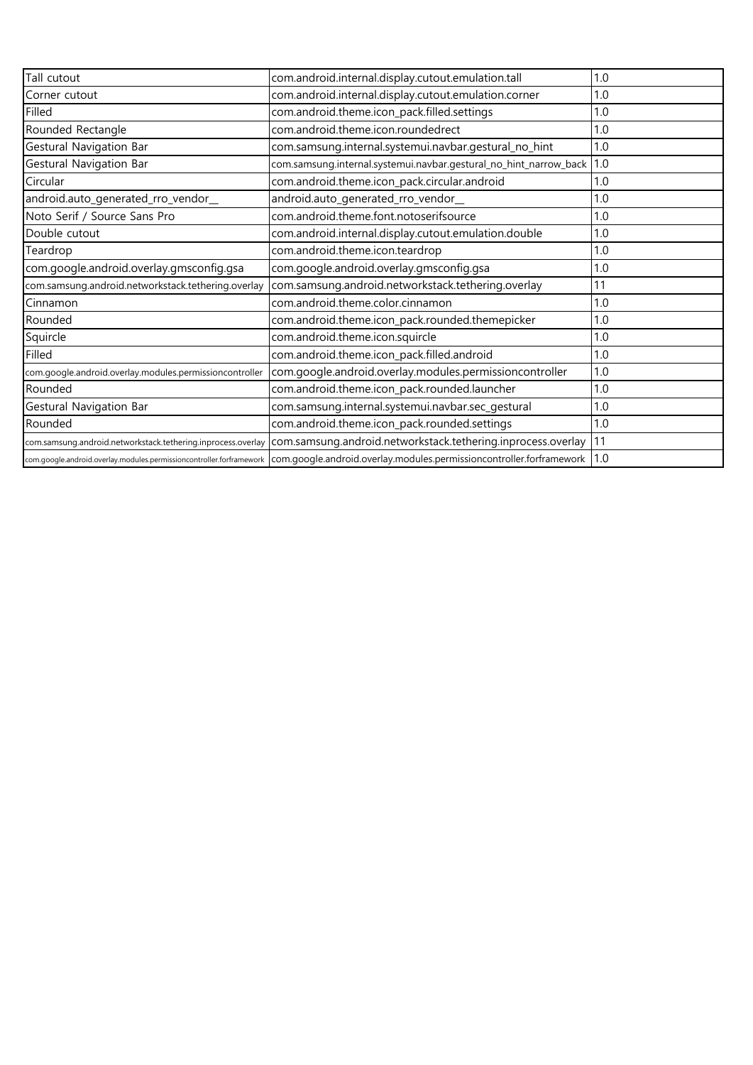| | | |
|---|---|---|
| Tall cutout | com.android.internal.display.cutout.emulation.tall | 1.0 |
| Corner cutout | com.android.internal.display.cutout.emulation.corner | 1.0 |
| Filled | com.android.theme.icon_pack.filled.settings | 1.0 |
| Rounded Rectangle | com.android.theme.icon.roundedrect | 1.0 |
| Gestural Navigation Bar | com.samsung.internal.systemui.navbar.gestural_no_hint | 1.0 |
| Gestural Navigation Bar | com.samsung.internal.systemui.navbar.gestural_no_hint_narrow_back | 1.0 |
| Circular | com.android.theme.icon_pack.circular.android | 1.0 |
| android.auto_generated_rro_vendor__ | android.auto_generated_rro_vendor__ | 1.0 |
| Noto Serif / Source Sans Pro | com.android.theme.font.notoserifsource | 1.0 |
| Double cutout | com.android.internal.display.cutout.emulation.double | 1.0 |
| Teardrop | com.android.theme.icon.teardrop | 1.0 |
| com.google.android.overlay.gmsconfig.gsa | com.google.android.overlay.gmsconfig.gsa | 1.0 |
| com.samsung.android.networkstack.tethering.overlay | com.samsung.android.networkstack.tethering.overlay | 11 |
| Cinnamon | com.android.theme.color.cinnamon | 1.0 |
| Rounded | com.android.theme.icon_pack.rounded.themepicker | 1.0 |
| Squircle | com.android.theme.icon.squircle | 1.0 |
| Filled | com.android.theme.icon_pack.filled.android | 1.0 |
| com.google.android.overlay.modules.permissioncontroller | com.google.android.overlay.modules.permissioncontroller | 1.0 |
| Rounded | com.android.theme.icon_pack.rounded.launcher | 1.0 |
| Gestural Navigation Bar | com.samsung.internal.systemui.navbar.sec_gestural | 1.0 |
| Rounded | com.android.theme.icon_pack.rounded.settings | 1.0 |
| com.samsung.android.networkstack.tethering.inprocess.overlay | com.samsung.android.networkstack.tethering.inprocess.overlay | 11 |
| com.google.android.overlay.modules.permissioncontroller.forframework | com.google.android.overlay.modules.permissioncontroller.forframework | 1.0 |